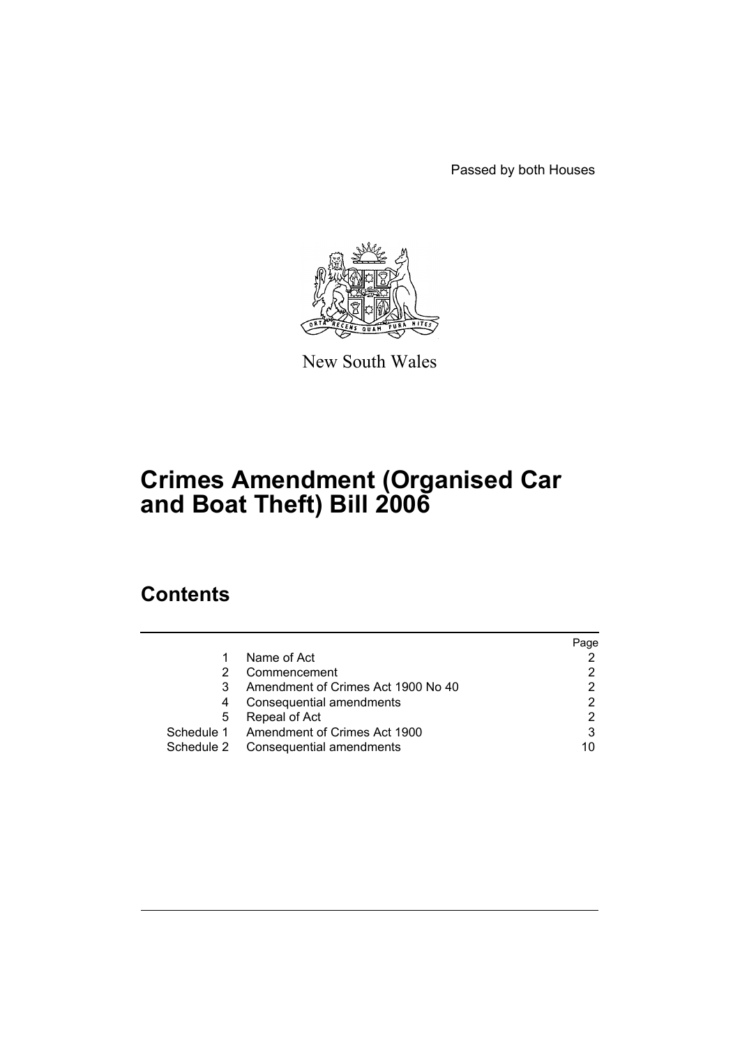Passed by both Houses

New South Wales

# Crimes Amendment (Organised Car and Boat Theft) Bill 2006

## Contents

| | | Page |
|---|---|---|
| 1 | Name of Act | 2 |
| 2 | Commencement | 2 |
| 3 | Amendment of Crimes Act 1900 No 40 | 2 |
| 4 | Consequential amendments | 2 |
| 5 | Repeal of Act | 2 |
| Schedule 1 | Amendment of Crimes Act 1900 | 3 |
| Schedule 2 | Consequential amendments | 10 |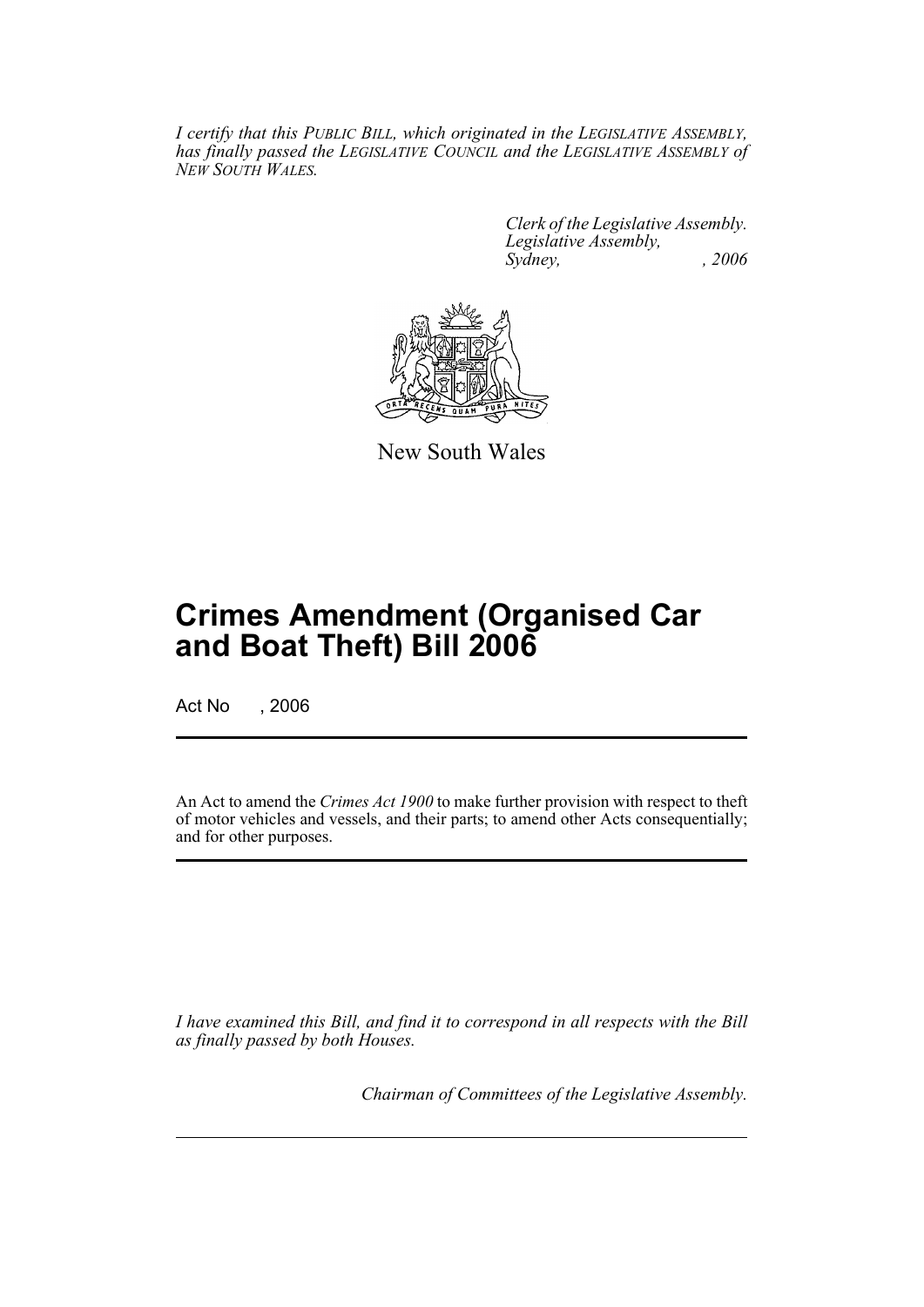*I certify that this PUBLIC BILL, which originated in the LEGISLATIVE ASSEMBLY, has finally passed the LEGISLATIVE COUNCIL and the LEGISLATIVE ASSEMBLY of NEW SOUTH WALES.*

*Clerk of the Legislative Assembly.*
*Legislative Assembly,*
*Sydney, , 2006*

New South Wales

# Crimes Amendment (Organised Car and Boat Theft) Bill 2006

Act No , 2006

An Act to amend the *Crimes Act 1900* to make further provision with respect to theft of motor vehicles and vessels, and their parts; to amend other Acts consequentially; and for other purposes.

*I have examined this Bill, and find it to correspond in all respects with the Bill as finally passed by both Houses.*

*Chairman of Committees of the Legislative Assembly.*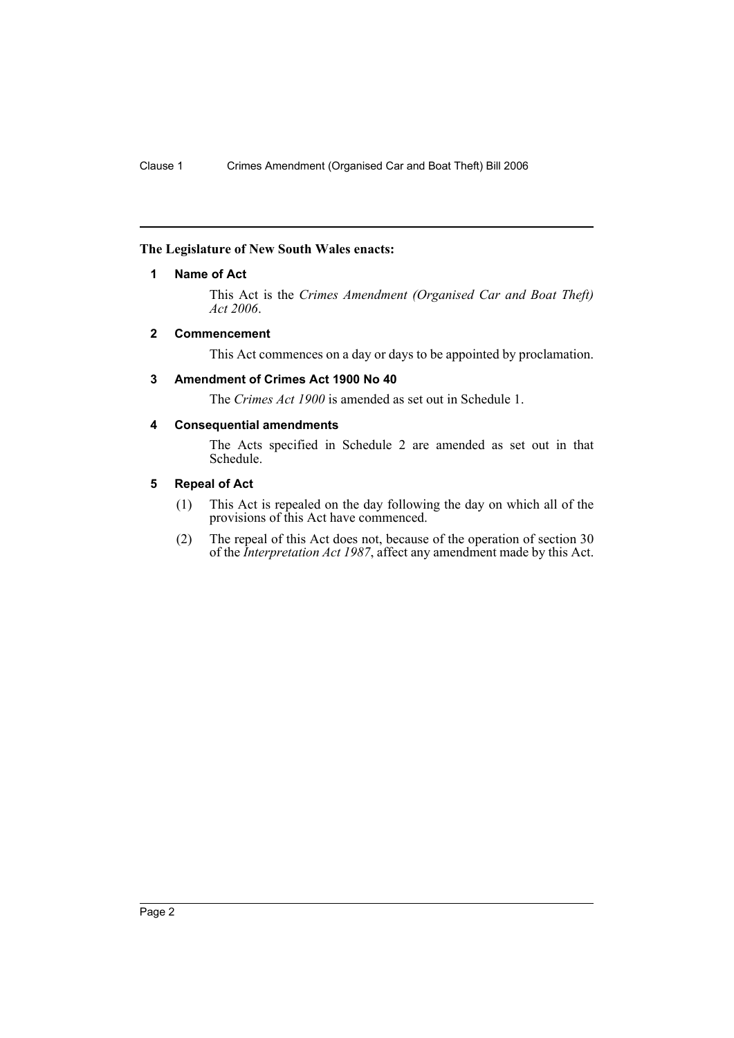**The Legislature of New South Wales enacts:**

### 1 Name of Act

This Act is the *Crimes Amendment (Organised Car and Boat Theft) Act 2006*.

### 2 Commencement

This Act commences on a day or days to be appointed by proclamation.

### 3 Amendment of Crimes Act 1900 No 40

The *Crimes Act 1900* is amended as set out in Schedule 1.

### 4 Consequential amendments

The Acts specified in Schedule 2 are amended as set out in that Schedule.

### 5 Repeal of Act

(1) This Act is repealed on the day following the day on which all of the provisions of this Act have commenced.

(2) The repeal of this Act does not, because of the operation of section 30 of the *Interpretation Act 1987*, affect any amendment made by this Act.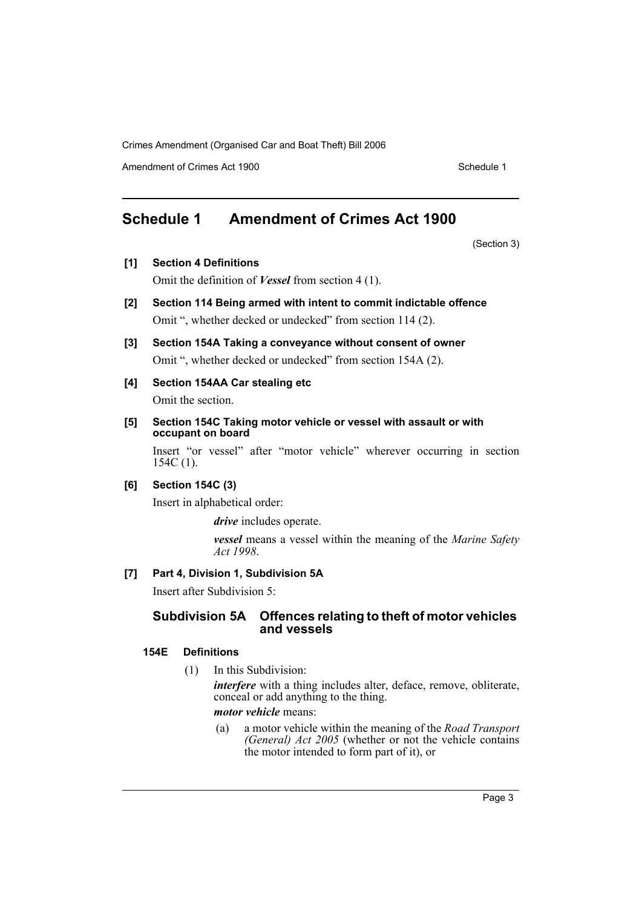## Schedule 1 Amendment of Crimes Act 1900

(Section 3)

**[1] Section 4 Definitions**

Omit the definition of ***Vessel*** from section 4 (1).

**[2] Section 114 Being armed with intent to commit indictable offence**

Omit ", whether decked or undecked" from section 114 (2).

**[3] Section 154A Taking a conveyance without consent of owner**

Omit ", whether decked or undecked" from section 154A (2).

**[4] Section 154AA Car stealing etc**

Omit the section.

**[5] Section 154C Taking motor vehicle or vessel with assault or with occupant on board**

Insert "or vessel" after "motor vehicle" wherever occurring in section 154C (1).

**[6] Section 154C (3)**

Insert in alphabetical order:

> ***drive*** includes operate.
>
> ***vessel*** means a vessel within the meaning of the *Marine Safety Act 1998*.

**[7] Part 4, Division 1, Subdivision 5A**

Insert after Subdivision 5:

### Subdivision 5A Offences relating to theft of motor vehicles and vessels

#### 154E Definitions

(1) In this Subdivision:

***interfere*** with a thing includes alter, deface, remove, obliterate, conceal or add anything to the thing.

***motor vehicle*** means:

(a) a motor vehicle within the meaning of the *Road Transport (General) Act 2005* (whether or not the vehicle contains the motor intended to form part of it), or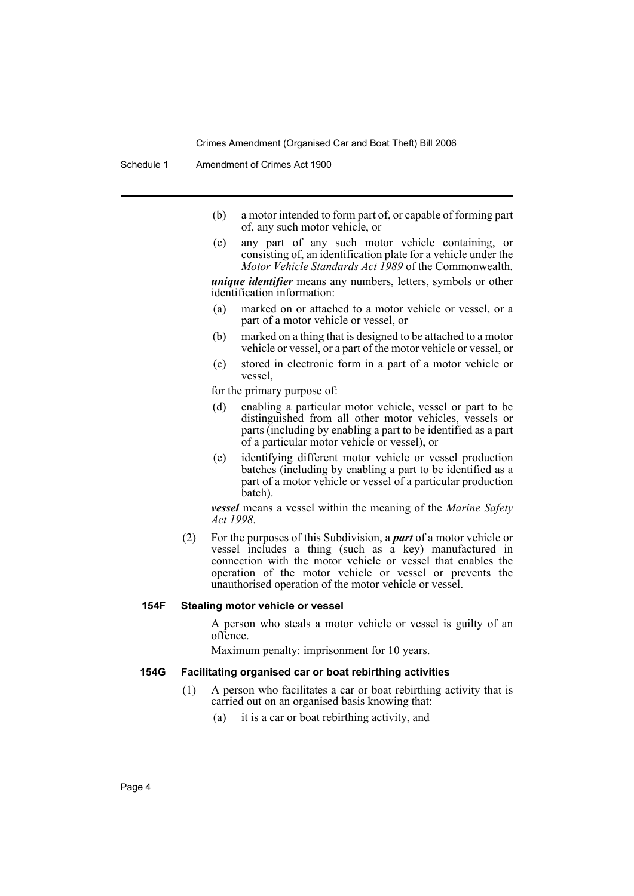(b) a motor intended to form part of, or capable of forming part of, any such motor vehicle, or

(c) any part of any such motor vehicle containing, or consisting of, an identification plate for a vehicle under the *Motor Vehicle Standards Act 1989* of the Commonwealth.

***unique identifier*** means any numbers, letters, symbols or other identification information:

(a) marked on or attached to a motor vehicle or vessel, or a part of a motor vehicle or vessel, or

(b) marked on a thing that is designed to be attached to a motor vehicle or vessel, or a part of the motor vehicle or vessel, or

(c) stored in electronic form in a part of a motor vehicle or vessel,

for the primary purpose of:

(d) enabling a particular motor vehicle, vessel or part to be distinguished from all other motor vehicles, vessels or parts (including by enabling a part to be identified as a part of a particular motor vehicle or vessel), or

(e) identifying different motor vehicle or vessel production batches (including by enabling a part to be identified as a part of a motor vehicle or vessel of a particular production batch).

***vessel*** means a vessel within the meaning of the *Marine Safety Act 1998*.

(2) For the purposes of this Subdivision, a ***part*** of a motor vehicle or vessel includes a thing (such as a key) manufactured in connection with the motor vehicle or vessel that enables the operation of the motor vehicle or vessel or prevents the unauthorised operation of the motor vehicle or vessel.

**154F Stealing motor vehicle or vessel**

A person who steals a motor vehicle or vessel is guilty of an offence.

Maximum penalty: imprisonment for 10 years.

**154G Facilitating organised car or boat rebirthing activities**

(1) A person who facilitates a car or boat rebirthing activity that is carried out on an organised basis knowing that:

(a) it is a car or boat rebirthing activity, and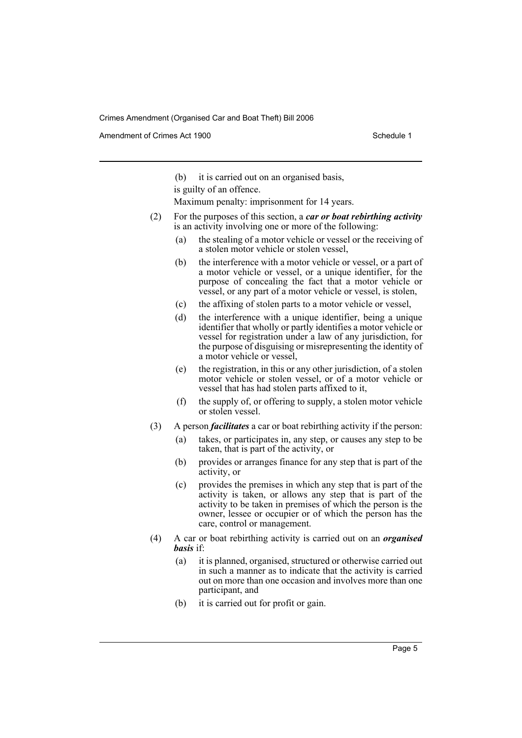(b) it is carried out on an organised basis,

is guilty of an offence.

Maximum penalty: imprisonment for 14 years.

(2) For the purposes of this section, a ***car or boat rebirthing activity*** is an activity involving one or more of the following:

(a) the stealing of a motor vehicle or vessel or the receiving of a stolen motor vehicle or stolen vessel,

(b) the interference with a motor vehicle or vessel, or a part of a motor vehicle or vessel, or a unique identifier, for the purpose of concealing the fact that a motor vehicle or vessel, or any part of a motor vehicle or vessel, is stolen,

(c) the affixing of stolen parts to a motor vehicle or vessel,

(d) the interference with a unique identifier, being a unique identifier that wholly or partly identifies a motor vehicle or vessel for registration under a law of any jurisdiction, for the purpose of disguising or misrepresenting the identity of a motor vehicle or vessel,

(e) the registration, in this or any other jurisdiction, of a stolen motor vehicle or stolen vessel, or of a motor vehicle or vessel that has had stolen parts affixed to it,

(f) the supply of, or offering to supply, a stolen motor vehicle or stolen vessel.

(3) A person ***facilitates*** a car or boat rebirthing activity if the person:

(a) takes, or participates in, any step, or causes any step to be taken, that is part of the activity, or

(b) provides or arranges finance for any step that is part of the activity, or

(c) provides the premises in which any step that is part of the activity is taken, or allows any step that is part of the activity to be taken in premises of which the person is the owner, lessee or occupier or of which the person has the care, control or management.

(4) A car or boat rebirthing activity is carried out on an ***organised basis*** if:

(a) it is planned, organised, structured or otherwise carried out in such a manner as to indicate that the activity is carried out on more than one occasion and involves more than one participant, and

(b) it is carried out for profit or gain.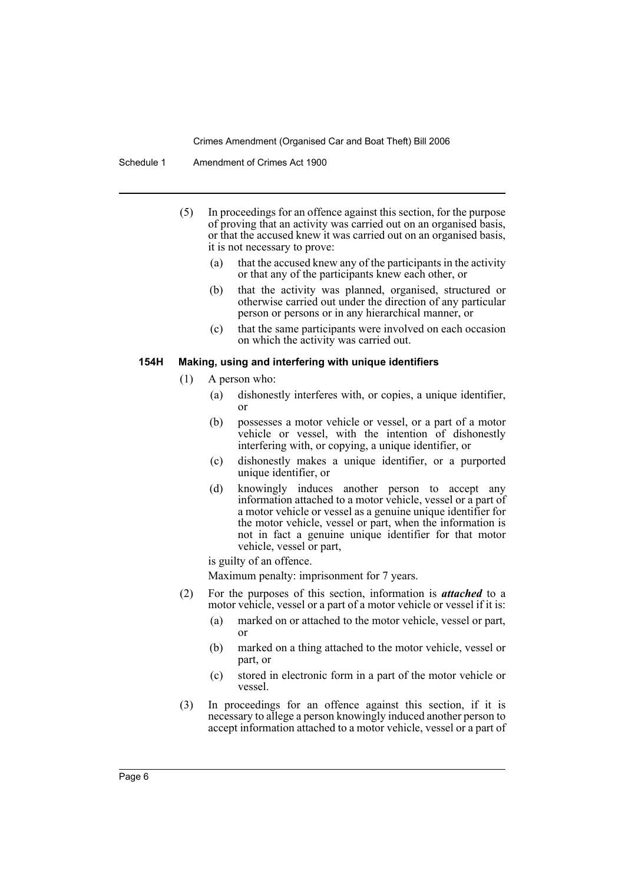(5) In proceedings for an offence against this section, for the purpose of proving that an activity was carried out on an organised basis, or that the accused knew it was carried out on an organised basis, it is not necessary to prove:

(a) that the accused knew any of the participants in the activity or that any of the participants knew each other, or

(b) that the activity was planned, organised, structured or otherwise carried out under the direction of any particular person or persons or in any hierarchical manner, or

(c) that the same participants were involved on each occasion on which the activity was carried out.

#### 154H Making, using and interfering with unique identifiers

(1) A person who:

(a) dishonestly interferes with, or copies, a unique identifier, or

(b) possesses a motor vehicle or vessel, or a part of a motor vehicle or vessel, with the intention of dishonestly interfering with, or copying, a unique identifier, or

(c) dishonestly makes a unique identifier, or a purported unique identifier, or

(d) knowingly induces another person to accept any information attached to a motor vehicle, vessel or a part of a motor vehicle or vessel as a genuine unique identifier for the motor vehicle, vessel or part, when the information is not in fact a genuine unique identifier for that motor vehicle, vessel or part,

is guilty of an offence.

Maximum penalty: imprisonment for 7 years.

(2) For the purposes of this section, information is ***attached*** to a motor vehicle, vessel or a part of a motor vehicle or vessel if it is:

(a) marked on or attached to the motor vehicle, vessel or part, or

(b) marked on a thing attached to the motor vehicle, vessel or part, or

(c) stored in electronic form in a part of the motor vehicle or vessel.

(3) In proceedings for an offence against this section, if it is necessary to allege a person knowingly induced another person to accept information attached to a motor vehicle, vessel or a part of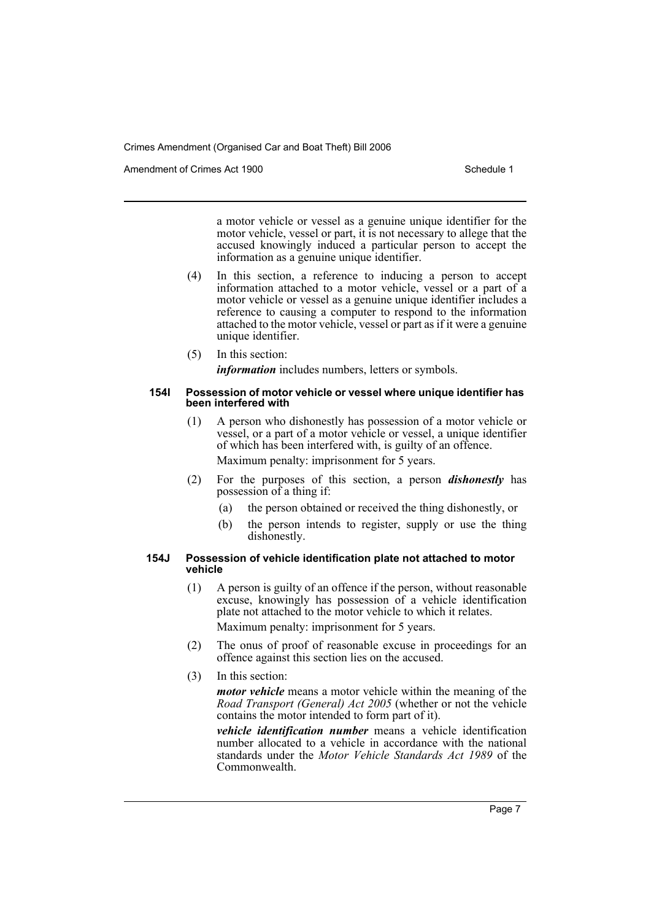a motor vehicle or vessel as a genuine unique identifier for the motor vehicle, vessel or part, it is not necessary to allege that the accused knowingly induced a particular person to accept the information as a genuine unique identifier.

(4) In this section, a reference to inducing a person to accept information attached to a motor vehicle, vessel or a part of a motor vehicle or vessel as a genuine unique identifier includes a reference to causing a computer to respond to the information attached to the motor vehicle, vessel or part as if it were a genuine unique identifier.

(5) In this section:

***information*** includes numbers, letters or symbols.

#### 154I Possession of motor vehicle or vessel where unique identifier has been interfered with

(1) A person who dishonestly has possession of a motor vehicle or vessel, or a part of a motor vehicle or vessel, a unique identifier of which has been interfered with, is guilty of an offence.

Maximum penalty: imprisonment for 5 years.

(2) For the purposes of this section, a person ***dishonestly*** has possession of a thing if:

(a) the person obtained or received the thing dishonestly, or

(b) the person intends to register, supply or use the thing dishonestly.

#### 154J Possession of vehicle identification plate not attached to motor vehicle

(1) A person is guilty of an offence if the person, without reasonable excuse, knowingly has possession of a vehicle identification plate not attached to the motor vehicle to which it relates.

Maximum penalty: imprisonment for 5 years.

(2) The onus of proof of reasonable excuse in proceedings for an offence against this section lies on the accused.

(3) In this section:

***motor vehicle*** means a motor vehicle within the meaning of the *Road Transport (General) Act 2005* (whether or not the vehicle contains the motor intended to form part of it).

***vehicle identification number*** means a vehicle identification number allocated to a vehicle in accordance with the national standards under the *Motor Vehicle Standards Act 1989* of the Commonwealth.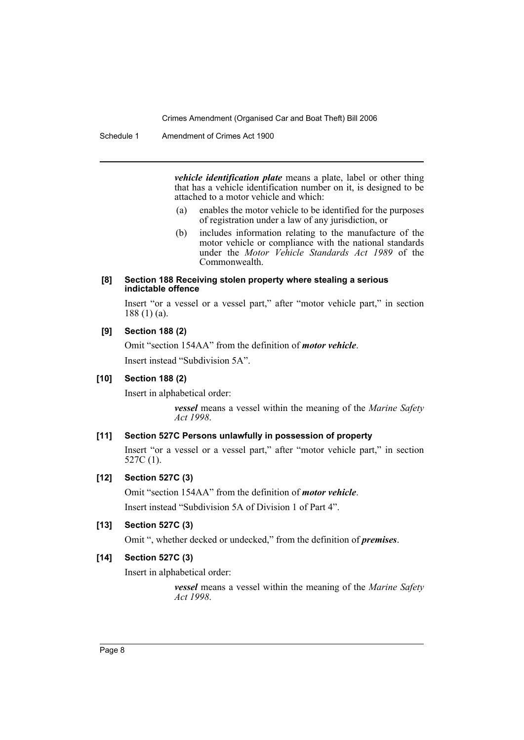***vehicle identification plate*** means a plate, label or other thing that has a vehicle identification number on it, is designed to be attached to a motor vehicle and which:

(a) enables the motor vehicle to be identified for the purposes of registration under a law of any jurisdiction, or

(b) includes information relating to the manufacture of the motor vehicle or compliance with the national standards under the *Motor Vehicle Standards Act 1989* of the Commonwealth.

**[8] Section 188 Receiving stolen property where stealing a serious indictable offence**

Insert "or a vessel or a vessel part," after "motor vehicle part," in section 188 (1) (a).

**[9] Section 188 (2)**

Omit "section 154AA" from the definition of ***motor vehicle***.

Insert instead "Subdivision 5A".

**[10] Section 188 (2)**

Insert in alphabetical order:

> ***vessel*** means a vessel within the meaning of the *Marine Safety Act 1998*.

**[11] Section 527C Persons unlawfully in possession of property**

Insert "or a vessel or a vessel part," after "motor vehicle part," in section 527C (1).

**[12] Section 527C (3)**

Omit "section 154AA" from the definition of ***motor vehicle***.

Insert instead "Subdivision 5A of Division 1 of Part 4".

**[13] Section 527C (3)**

Omit ", whether decked or undecked," from the definition of ***premises***.

**[14] Section 527C (3)**

Insert in alphabetical order:

> ***vessel*** means a vessel within the meaning of the *Marine Safety Act 1998*.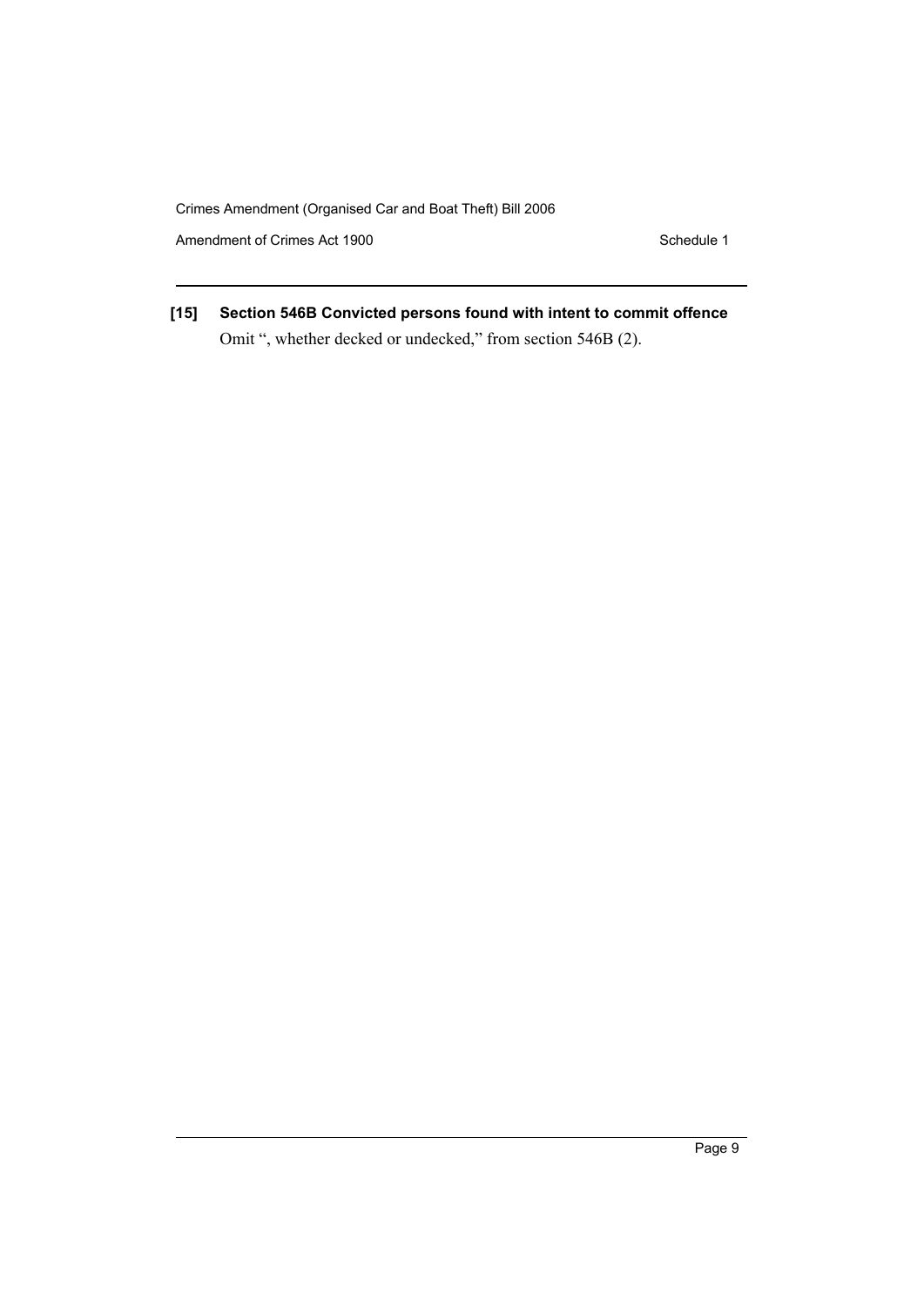**[15] Section 546B Convicted persons found with intent to commit offence**

Omit ", whether decked or undecked," from section 546B (2).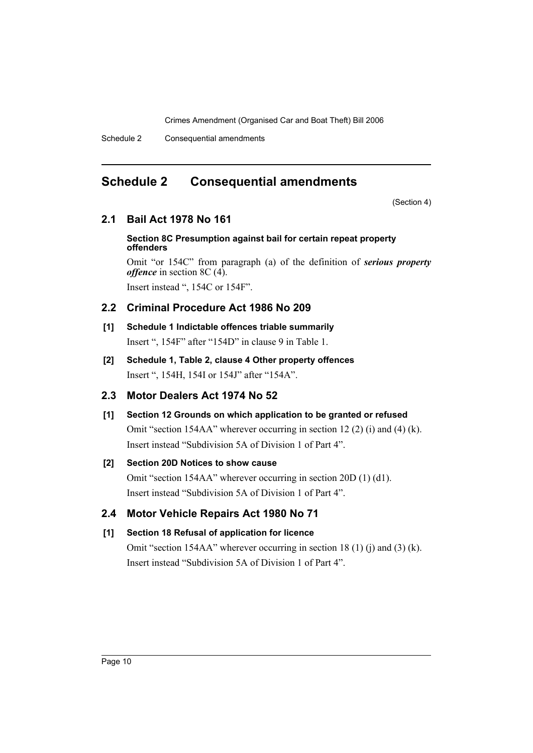# Schedule 2 Consequential amendments

(Section 4)

## 2.1 Bail Act 1978 No 161

**Section 8C Presumption against bail for certain repeat property offenders**

Omit "or 154C" from paragraph (a) of the definition of ***serious property offence*** in section 8C (4).

Insert instead ", 154C or 154F".

## 2.2 Criminal Procedure Act 1986 No 209

**[1] Schedule 1 Indictable offences triable summarily**

Insert ", 154F" after "154D" in clause 9 in Table 1.

**[2] Schedule 1, Table 2, clause 4 Other property offences**

Insert ", 154H, 154I or 154J" after "154A".

## 2.3 Motor Dealers Act 1974 No 52

**[1] Section 12 Grounds on which application to be granted or refused**

Omit "section 154AA" wherever occurring in section 12 (2) (i) and (4) (k).

Insert instead "Subdivision 5A of Division 1 of Part 4".

**[2] Section 20D Notices to show cause**

Omit "section 154AA" wherever occurring in section 20D (1) (d1).

Insert instead "Subdivision 5A of Division 1 of Part 4".

## 2.4 Motor Vehicle Repairs Act 1980 No 71

**[1] Section 18 Refusal of application for licence**

Omit "section 154AA" wherever occurring in section 18 (1) (j) and (3) (k).

Insert instead "Subdivision 5A of Division 1 of Part 4".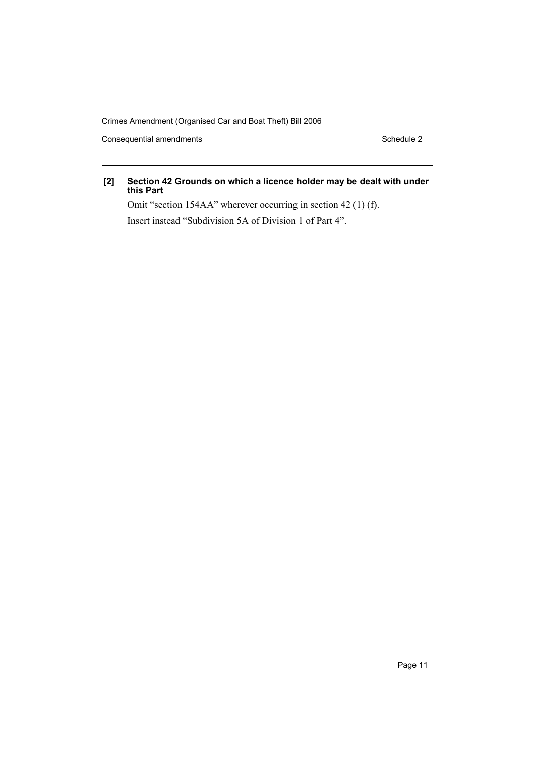**[2] Section 42 Grounds on which a licence holder may be dealt with under this Part**

Omit "section 154AA" wherever occurring in section 42 (1) (f).

Insert instead "Subdivision 5A of Division 1 of Part 4".